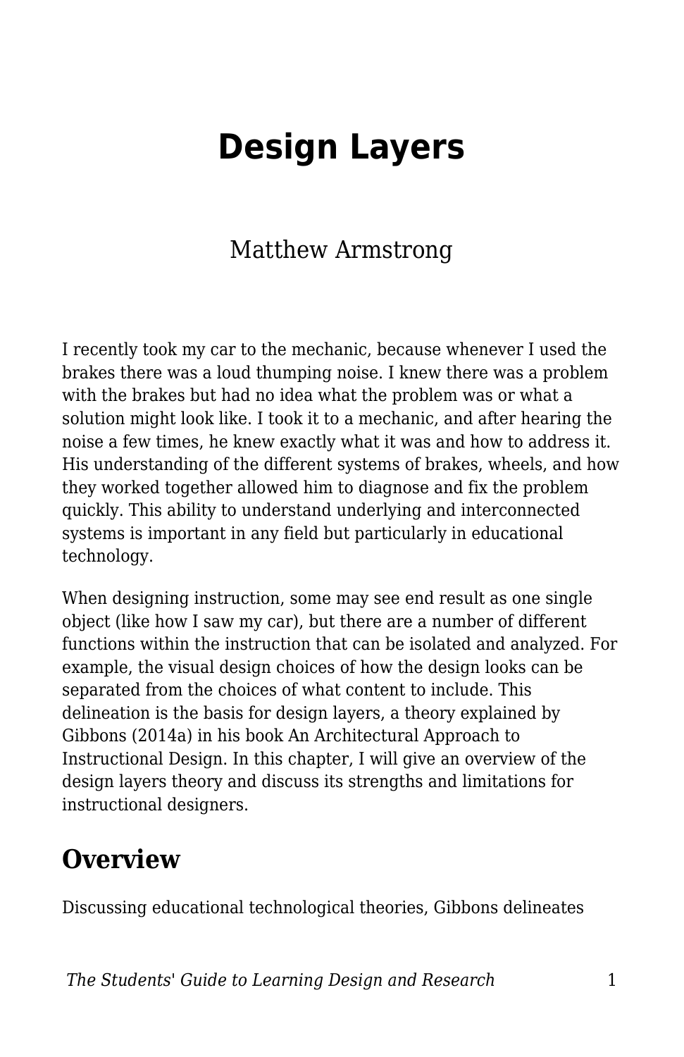# Design Layers

Matthew Armstrong

I recently took my car to the mechanic, because whenever I used the brakes there was a loud thumping noise. I knew there was a problem with the brakes but had no idea what the problem was or what a solution might look like. I took it to a mechanic, and after hearing the noise a few times, he knew exactly what it was and how to address it. His understanding of the different systems of brakes, wheels, and how they worked together allowed him to diagnose and fix the problem quickly. This ability to understand underlying and interconnected systems is important in any field but particularly in educational technology.

When designing instruction, some may see end result as one single object (like how I saw my car), but there are a number of different functions within the instruction that can be isolated and analyzed. For example, the visual design choices of how the design looks can be separated from the choices of what content to include. This delineation is the basis for design layers, a theory explained by Gibbons (2014a) in his book An Architectural Approach to Instructional Design. In this chapter, I will give an overview of the design layers theory and discuss its strengths and limitations for instructional designers.

## Overview

Discussing educational technological theories, Gibbons delineates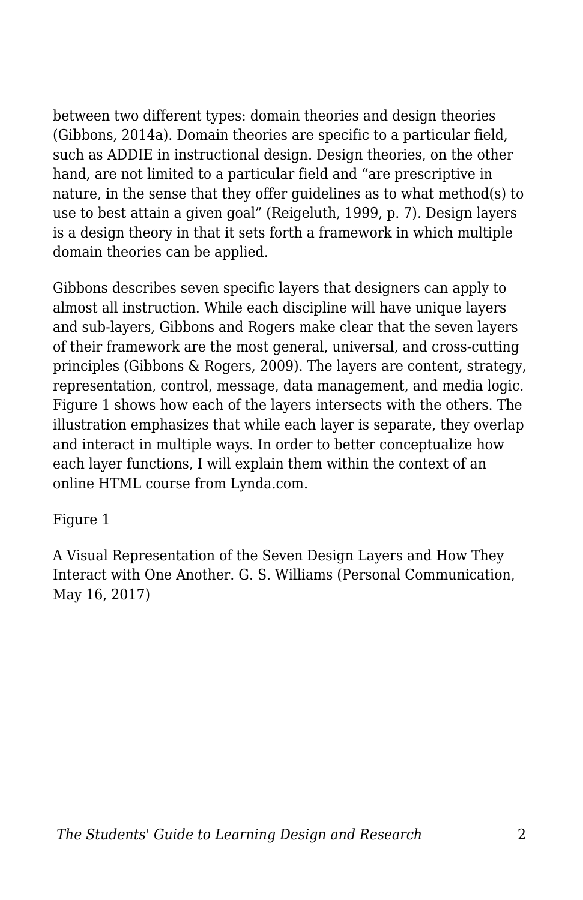between two different types: domain theories and design theories (Gibbons, 2014a). Domain theories are specific to a particular field, such as ADDIE in instructional design. Design theories, on the other hand, are not limited to a particular field and “are prescriptive in nature, in the sense that they offer guidelines as to what method(s) to use to best attain a given goal” (Reigeluth, 1999, p. 7). Design layers is a design theory in that it sets forth a framework in which multiple domain theories can be applied.

Gibbons describes seven specific layers that designers can apply to almost all instruction. While each discipline will have unique layers and sub-layers, Gibbons and Rogers make clear that the seven layers of their framework are the most general, universal, and cross-cutting principles (Gibbons & Rogers, 2009). The layers are content, strategy, representation, control, message, data management, and media logic. Figure 1 shows how each of the layers intersects with the others. The illustration emphasizes that while each layer is separate, they overlap and interact in multiple ways. In order to better conceptualize how each layer functions, I will explain them within the context of an online HTML course from Lynda.com.

Figure 1

A Visual Representation of the Seven Design Layers and How They Interact with One Another. G. S. Williams (Personal Communication, May 16, 2017)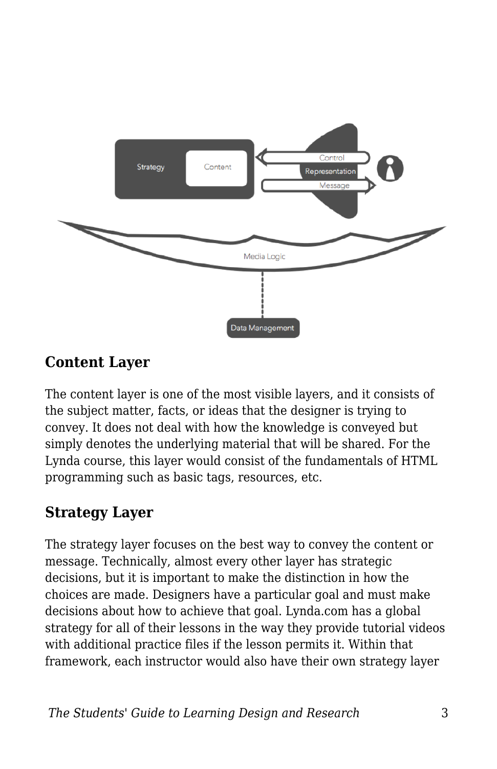## Content Layer

The content layer is one of the most visible layers, and it consists of the subject matter, facts, or ideas that the designer is trying to convey. It does not deal with how the knowledge is conveyed but simply denotes the underlying material that will be shared. For the Lynda course, this layer would consist of the fundamentals of HTML programming such as basic tags, resources, etc.

## Strategy Layer

The strategy layer focuses on the best way to convey the content or message. Technically, almost every other layer has strategic decisions, but it is important to make the distinction in how the choices are made. Designers have a particular goal and must make decisions about how to achieve that goal. Lynda.com has a global strategy for all of their lessons in the way they provide tutorial videos with additional practice files if the lesson permits it. Within that framework, each instructor would also have their own strategy layer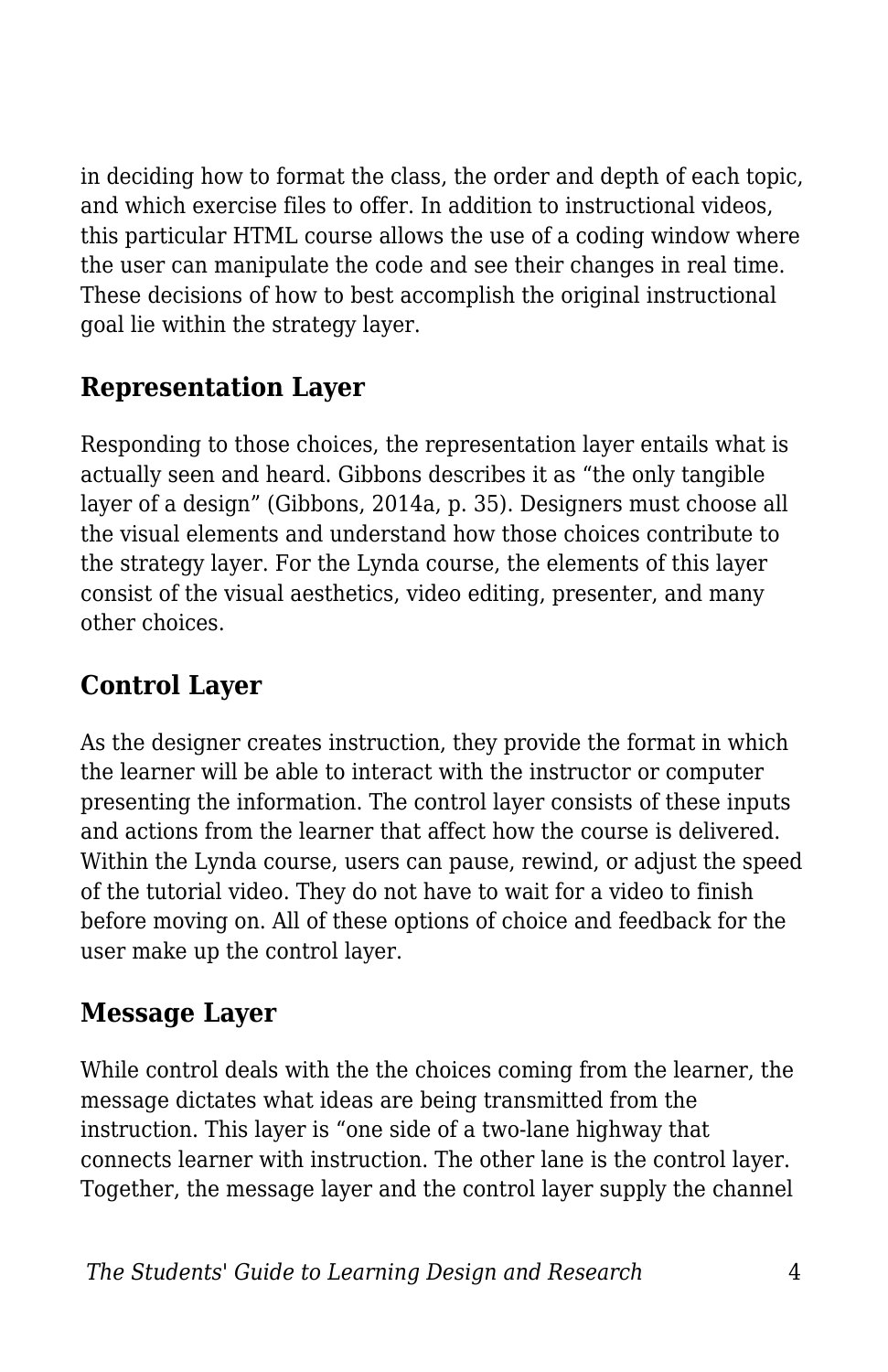in deciding how to format the class, the order and depth of each topic, and which exercise files to offer. In addition to instructional videos, this particular HTML course allows the use of a coding window where the user can manipulate the code and see their changes in real time. These decisions of how to best accomplish the original instructional goal lie within the strategy layer.

## Representation Layer

Responding to those choices, the representation layer entails what is actually seen and heard. Gibbons describes it as "the only tangible layer of a design" (Gibbons, 2014a, p. 35). Designers must choose all the visual elements and understand how those choices contribute to the strategy layer. For the Lynda course, the elements of this layer consist of the visual aesthetics, video editing, presenter, and many other choices.

## Control Layer

As the designer creates instruction, they provide the format in which the learner will be able to interact with the instructor or computer presenting the information. The control layer consists of these inputs and actions from the learner that affect how the course is delivered. Within the Lynda course, users can pause, rewind, or adjust the speed of the tutorial video. They do not have to wait for a video to finish before moving on. All of these options of choice and feedback for the user make up the control layer.

## Message Layer

While control deals with the the choices coming from the learner, the message dictates what ideas are being transmitted from the instruction. This layer is "one side of a two-lane highway that connects learner with instruction. The other lane is the control layer. Together, the message layer and the control layer supply the channel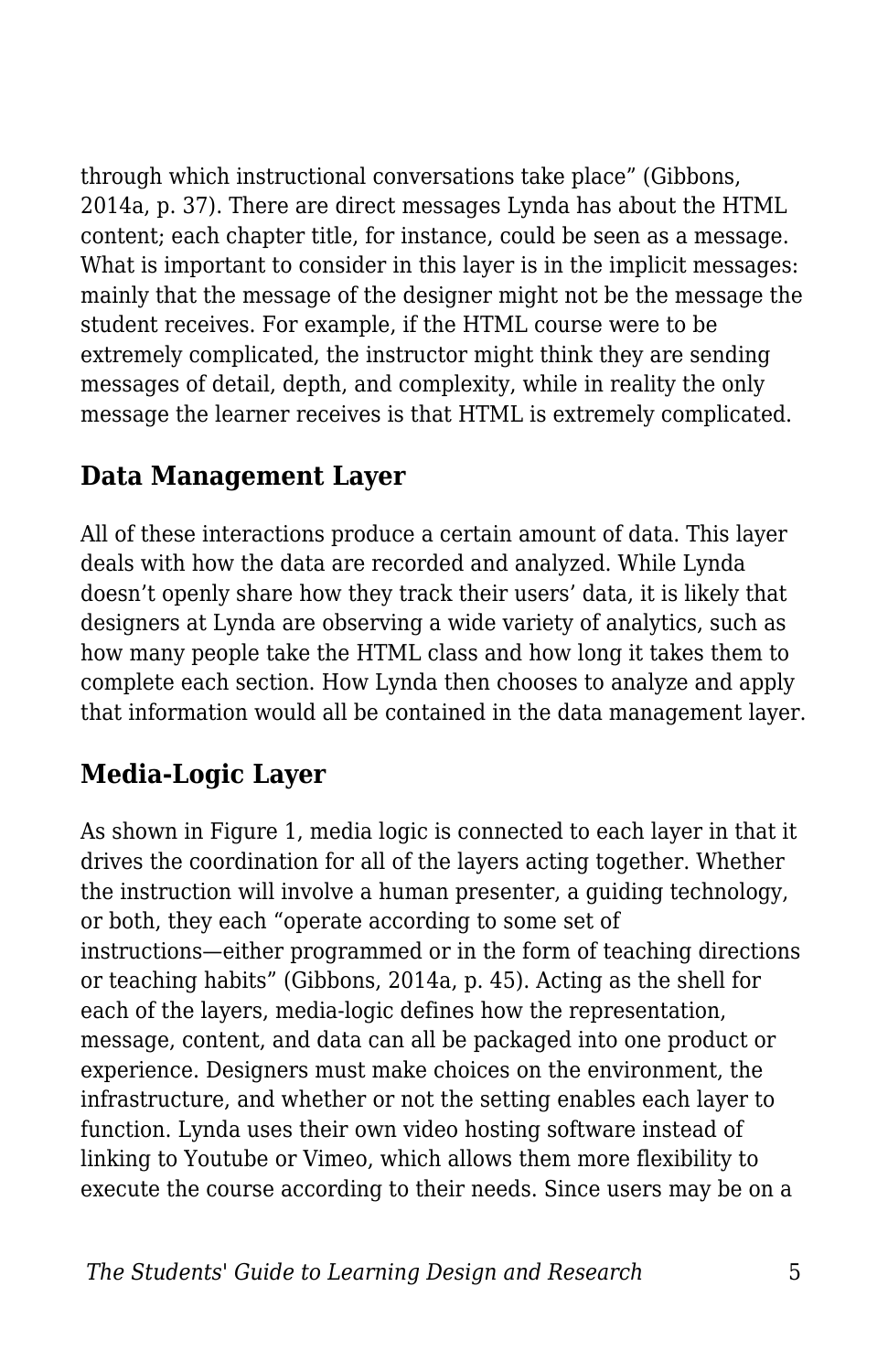through which instructional conversations take place" (Gibbons, 2014a, p. 37). There are direct messages Lynda has about the HTML content; each chapter title, for instance, could be seen as a message. What is important to consider in this layer is in the implicit messages: mainly that the message of the designer might not be the message the student receives. For example, if the HTML course were to be extremely complicated, the instructor might think they are sending messages of detail, depth, and complexity, while in reality the only message the learner receives is that HTML is extremely complicated.

## Data Management Layer

All of these interactions produce a certain amount of data. This layer deals with how the data are recorded and analyzed. While Lynda doesn't openly share how they track their users' data, it is likely that designers at Lynda are observing a wide variety of analytics, such as how many people take the HTML class and how long it takes them to complete each section. How Lynda then chooses to analyze and apply that information would all be contained in the data management layer.

## Media-Logic Layer

As shown in Figure 1, media logic is connected to each layer in that it drives the coordination for all of the layers acting together. Whether the instruction will involve a human presenter, a guiding technology, or both, they each "operate according to some set of instructions—either programmed or in the form of teaching directions or teaching habits" (Gibbons, 2014a, p. 45). Acting as the shell for each of the layers, media-logic defines how the representation, message, content, and data can all be packaged into one product or experience. Designers must make choices on the environment, the infrastructure, and whether or not the setting enables each layer to function. Lynda uses their own video hosting software instead of linking to Youtube or Vimeo, which allows them more flexibility to execute the course according to their needs. Since users may be on a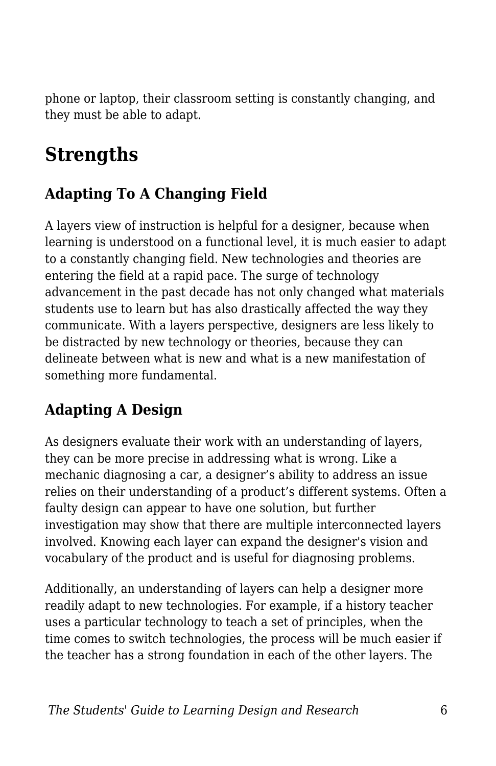phone or laptop, their classroom setting is constantly changing, and they must be able to adapt.

## Strengths

### Adapting To A Changing Field

A layers view of instruction is helpful for a designer, because when learning is understood on a functional level, it is much easier to adapt to a constantly changing field. New technologies and theories are entering the field at a rapid pace. The surge of technology advancement in the past decade has not only changed what materials students use to learn but has also drastically affected the way they communicate. With a layers perspective, designers are less likely to be distracted by new technology or theories, because they can delineate between what is new and what is a new manifestation of something more fundamental.

### Adapting A Design

As designers evaluate their work with an understanding of layers, they can be more precise in addressing what is wrong. Like a mechanic diagnosing a car, a designer's ability to address an issue relies on their understanding of a product's different systems. Often a faulty design can appear to have one solution, but further investigation may show that there are multiple interconnected layers involved. Knowing each layer can expand the designer's vision and vocabulary of the product and is useful for diagnosing problems.

Additionally, an understanding of layers can help a designer more readily adapt to new technologies. For example, if a history teacher uses a particular technology to teach a set of principles, when the time comes to switch technologies, the process will be much easier if the teacher has a strong foundation in each of the other layers. The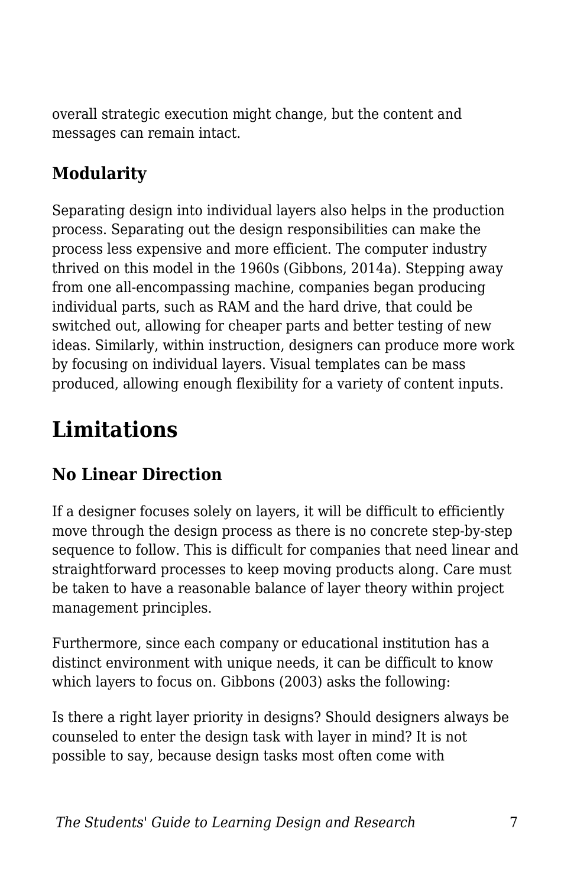overall strategic execution might change, but the content and messages can remain intact.

### Modularity

Separating design into individual layers also helps in the production process. Separating out the design responsibilities can make the process less expensive and more efficient. The computer industry thrived on this model in the 1960s (Gibbons, 2014a). Stepping away from one all-encompassing machine, companies began producing individual parts, such as RAM and the hard drive, that could be switched out, allowing for cheaper parts and better testing of new ideas. Similarly, within instruction, designers can produce more work by focusing on individual layers. Visual templates can be mass produced, allowing enough flexibility for a variety of content inputs.

## Limitations

### No Linear Direction

If a designer focuses solely on layers, it will be difficult to efficiently move through the design process as there is no concrete step-by-step sequence to follow. This is difficult for companies that need linear and straightforward processes to keep moving products along. Care must be taken to have a reasonable balance of layer theory within project management principles.

Furthermore, since each company or educational institution has a distinct environment with unique needs, it can be difficult to know which layers to focus on. Gibbons (2003) asks the following:

Is there a right layer priority in designs? Should designers always be counseled to enter the design task with layer in mind? It is not possible to say, because design tasks most often come with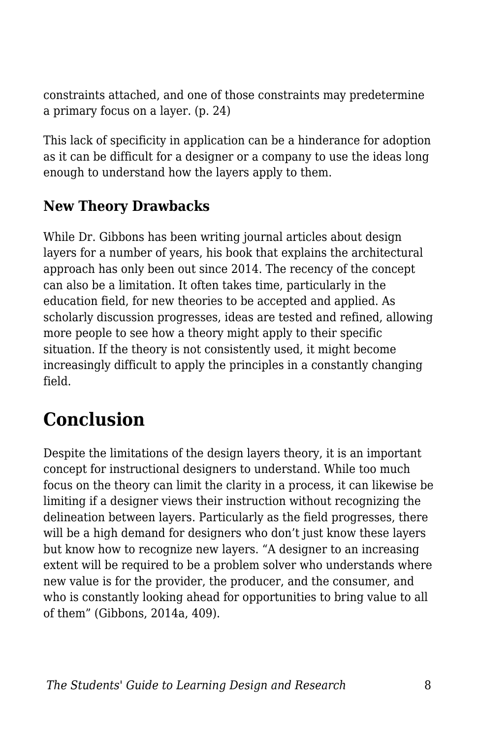constraints attached, and one of those constraints may predetermine a primary focus on a layer. (p. 24)

This lack of specificity in application can be a hinderance for adoption as it can be difficult for a designer or a company to use the ideas long enough to understand how the layers apply to them.

### New Theory Drawbacks

While Dr. Gibbons has been writing journal articles about design layers for a number of years, his book that explains the architectural approach has only been out since 2014. The recency of the concept can also be a limitation. It often takes time, particularly in the education field, for new theories to be accepted and applied. As scholarly discussion progresses, ideas are tested and refined, allowing more people to see how a theory might apply to their specific situation. If the theory is not consistently used, it might become increasingly difficult to apply the principles in a constantly changing field.

## Conclusion

Despite the limitations of the design layers theory, it is an important concept for instructional designers to understand. While too much focus on the theory can limit the clarity in a process, it can likewise be limiting if a designer views their instruction without recognizing the delineation between layers. Particularly as the field progresses, there will be a high demand for designers who don't just know these layers but know how to recognize new layers. "A designer to an increasing extent will be required to be a problem solver who understands where new value is for the provider, the producer, and the consumer, and who is constantly looking ahead for opportunities to bring value to all of them" (Gibbons, 2014a, 409).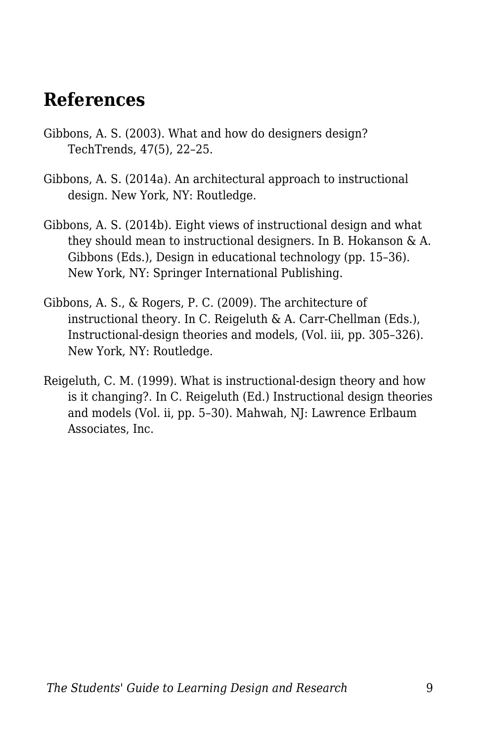## References

Gibbons, A. S. (2003). What and how do designers design? TechTrends, 47(5), 22–25.

Gibbons, A. S. (2014a). An architectural approach to instructional design. New York, NY: Routledge.

Gibbons, A. S. (2014b). Eight views of instructional design and what they should mean to instructional designers. In B. Hokanson & A. Gibbons (Eds.), Design in educational technology (pp. 15–36). New York, NY: Springer International Publishing.

Gibbons, A. S., & Rogers, P. C. (2009). The architecture of instructional theory. In C. Reigeluth & A. Carr-Chellman (Eds.), Instructional-design theories and models, (Vol. iii, pp. 305–326). New York, NY: Routledge.

Reigeluth, C. M. (1999). What is instructional-design theory and how is it changing?. In C. Reigeluth (Ed.) Instructional design theories and models (Vol. ii, pp. 5–30). Mahwah, NJ: Lawrence Erlbaum Associates, Inc.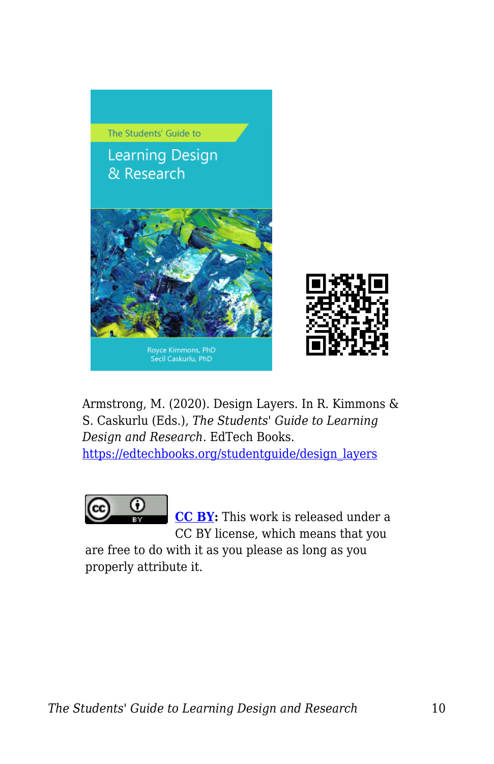Armstrong, M. (2020). Design Layers. In R. Kimmons & S. Caskurlu (Eds.), *The Students' Guide to Learning Design and Research*. EdTech Books. [https://edtechbooks.org/studentguide/design_layers](https://edtechbooks.org/studentguide/design_layers)

**CC BY:** This work is released under a CC BY license, which means that you are free to do with it as you please as long as you properly attribute it.